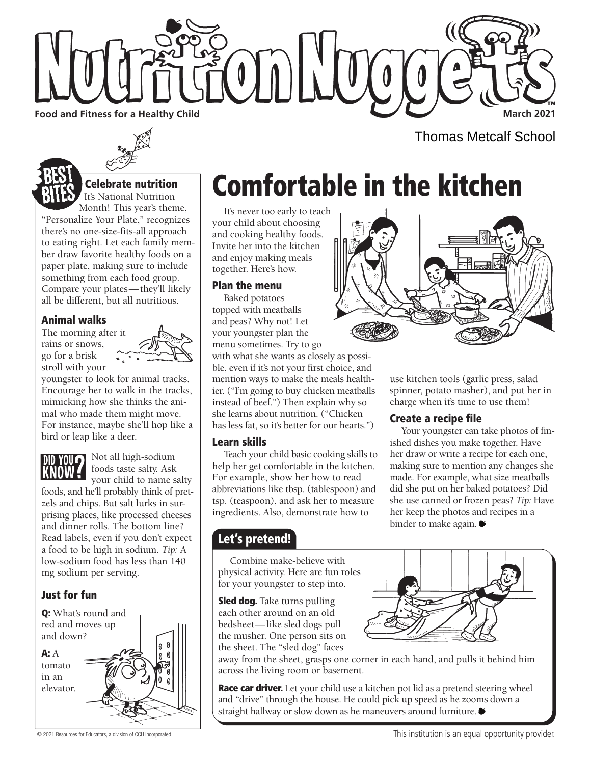# Nutrition Nuggets

**Food and Fitness for a Healthy Child**

**March 2021**

Thomas Metcalf School

## BEST BITES

### Celebrate nutrition

It's National Nutrition Month! This year's theme, "Personalize Your Plate," recognizes there's no one-size-fits-all approach to eating right. Let each family member draw favorite healthy foods on a paper plate, making sure to include something from each food group. Compare your plates—they'll likely all be different, but all nutritious.

### Animal walks

The morning after it rains or snows, go for a brisk stroll with your youngster to look for animal tracks. Encourage her to walk in the tracks, mimicking how she thinks the animal who made them might move. For instance, maybe she'll hop like a bird or leap like a deer.

**DID YOU KNOW?** Not all high-sodium foods taste salty. Ask your child to name salty foods, and he'll probably think of pretzels and chips. But salt lurks in surprising places, like processed cheeses and dinner rolls. The bottom line? Read labels, even if you don't expect a food to be high in sodium. *Tip:* A low-sodium food has less than 140 mg sodium per serving.

### Just for fun

**Q:** What's round and red and moves up and down?

**A:** A tomato in an elevator.

# Comfortable in the kitchen

It's never too early to teach your child about choosing and cooking healthy foods. Invite her into the kitchen and enjoy making meals together. Here's how.

### Plan the menu

Baked potatoes topped with meatballs and peas? Why not! Let your youngster plan the menu sometimes. Try to go with what she wants as closely as possible, even if it's not your first choice, and mention ways to make the meals healthier. ("I'm going to buy chicken meatballs instead of beef.") Then explain why so she learns about nutrition. ("Chicken has less fat, so it's better for our hearts.")

### Learn skills

Teach your child basic cooking skills to help her get comfortable in the kitchen. For example, show her how to read abbreviations like tbsp. (tablespoon) and tsp. (teaspoon), and ask her to measure ingredients. Also, demonstrate how to use kitchen tools (garlic press, salad spinner, potato masher), and put her in charge when it's time to use them!

### Create a recipe file

Your youngster can take photos of finished dishes you make together. Have her draw or write a recipe for each one, making sure to mention any changes she made. For example, what size meatballs did she put on her baked potatoes? Did she use canned or frozen peas? *Tip:* Have her keep the photos and recipes in a binder to make again.

## Let's pretend!

Combine make-believe with physical activity. Here are fun roles for your youngster to step into.

**Sled dog.** Take turns pulling each other around on an old bedsheet—like sled dogs pull the musher. One person sits on the sheet. The "sled dog" faces away from the sheet, grasps one corner in each hand, and pulls it behind him across the living room or basement.

**Race car driver.** Let your child use a kitchen pot lid as a pretend steering wheel and "drive" through the house. He could pick up speed as he zooms down a straight hallway or slow down as he maneuvers around furniture.

© 2021 Resources for Educators, a division of CCH Incorporated

This institution is an equal opportunity provider.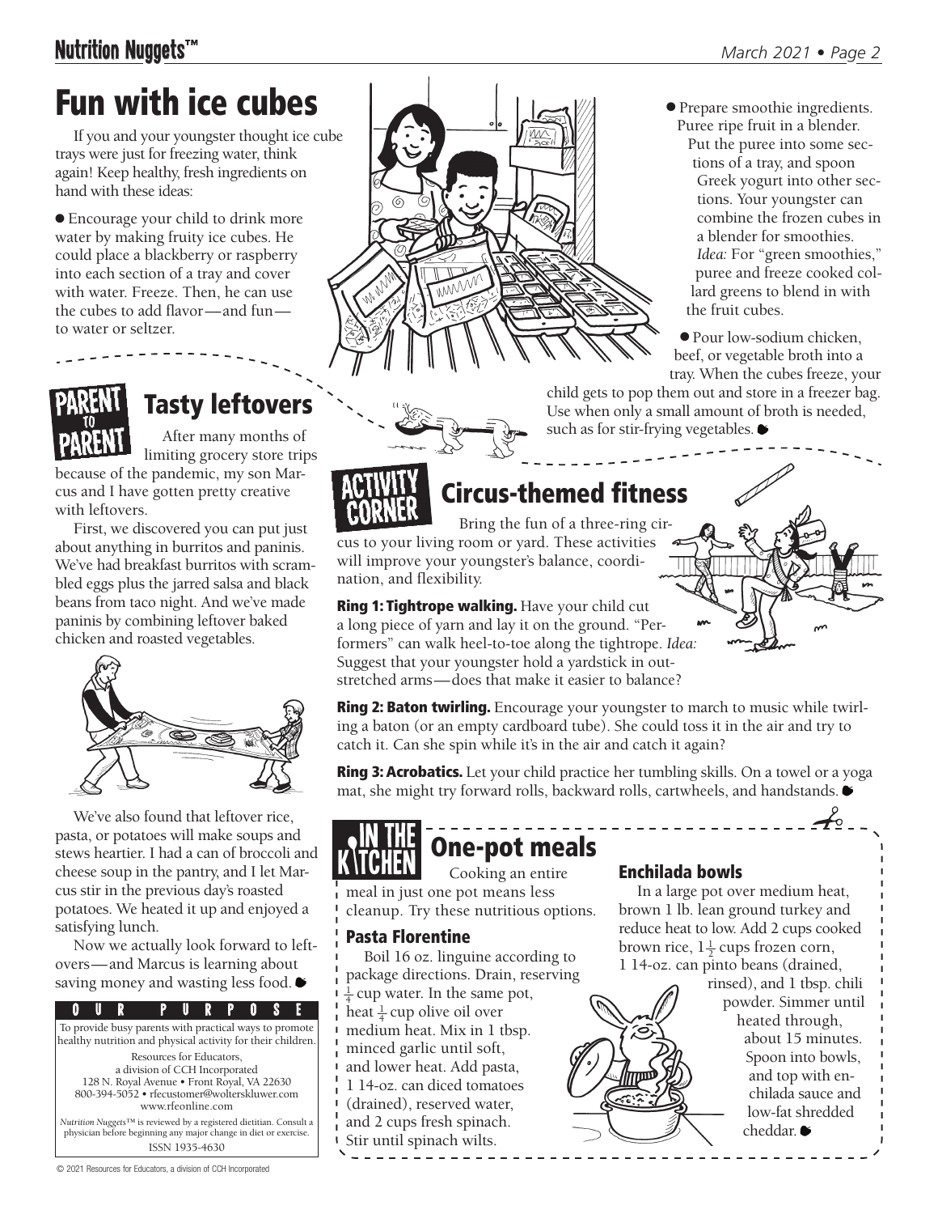# Fun with ice cubes

If you and your youngster thought ice cube trays were just for freezing water, think again! Keep healthy, fresh ingredients on hand with these ideas:

- Encourage your child to drink more water by making fruity ice cubes. He could place a blackberry or raspberry into each section of a tray and cover with water. Freeze. Then, he can use the cubes to add flavor—and fun—to water or seltzer.
- Prepare smoothie ingredients. Puree ripe fruit in a blender. Put the puree into some sections of a tray, and spoon Greek yogurt into other sections. Your youngster can combine the frozen cubes in a blender for smoothies. *Idea:* For "green smoothies," puree and freeze cooked collard greens to blend in with the fruit cubes.
- Pour low-sodium chicken, beef, or vegetable broth into a tray. When the cubes freeze, your child gets to pop them out and store in a freezer bag. Use when only a small amount of broth is needed, such as for stir-frying vegetables.

## PARENT TO PARENT

# Tasty leftovers

After many months of limiting grocery store trips because of the pandemic, my son Marcus and I have gotten pretty creative with leftovers.

First, we discovered you can put just about anything in burritos and paninis. We've had breakfast burritos with scrambled eggs plus the jarred salsa and black beans from taco night. And we've made paninis by combining leftover baked chicken and roasted vegetables.

We've also found that leftover rice, pasta, or potatoes will make soups and stews heartier. I had a can of broccoli and cheese soup in the pantry, and I let Marcus stir in the previous day's roasted potatoes. We heated it up and enjoyed a satisfying lunch.

Now we actually look forward to leftovers—and Marcus is learning about saving money and wasting less food.

## ACTIVITY CORNER

# Circus-themed fitness

Bring the fun of a three-ring circus to your living room or yard. These activities will improve your youngster's balance, coordination, and flexibility.

**Ring 1: Tightrope walking.** Have your child cut a long piece of yarn and lay it on the ground. "Performers" can walk heel-to-toe along the tightrope. *Idea:* Suggest that your youngster hold a yardstick in outstretched arms—does that make it easier to balance?

**Ring 2: Baton twirling.** Encourage your youngster to march to music while twirling a baton (or an empty cardboard tube). She could toss it in the air and try to catch it. Can she spin while it's in the air and catch it again?

**Ring 3: Acrobatics.** Let your child practice her tumbling skills. On a towel or a yoga mat, she might try forward rolls, backward rolls, cartwheels, and handstands.

**OUR PURPOSE**

To provide busy parents with practical ways to promote healthy nutrition and physical activity for their children.

Resources for Educators,
a division of CCH Incorporated
128 N. Royal Avenue • Front Royal, VA 22630
800-394-5052 • rfecustomer@wolterskluwer.com
www.rfeonline.com

*Nutrition Nuggets™* is reviewed by a registered dietitian. Consult a physician before beginning any major change in diet or exercise.

ISSN 1935-4630

## IN THE KITCHEN

# One-pot meals

Cooking an entire meal in just one pot means less cleanup. Try these nutritious options.

### Pasta Florentine

Boil 16 oz. linguine according to package directions. Drain, reserving $\frac{1}{4}$ cup water. In the same pot, heat $\frac{1}{4}$ cup olive oil over medium heat. Mix in 1 tbsp. minced garlic until soft, and lower heat. Add pasta, 1 14-oz. can diced tomatoes (drained), reserved water, and 2 cups fresh spinach. Stir until spinach wilts.

### Enchilada bowls

In a large pot over medium heat, brown 1 lb. lean ground turkey and reduce heat to low. Add 2 cups cooked brown rice, $1\frac{1}{2}$ cups frozen corn, 1 14-oz. can pinto beans (drained, rinsed), and 1 tbsp. chili powder. Simmer until heated through, about 15 minutes. Spoon into bowls, and top with enchilada sauce and low-fat shredded cheddar.

© 2021 Resources for Educators, a division of CCH Incorporated